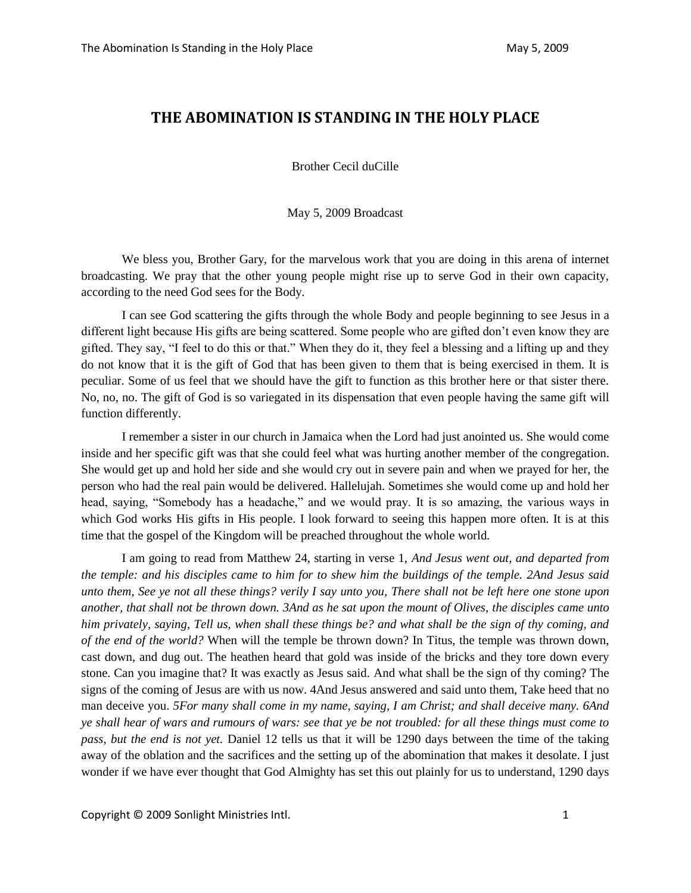# THE ABOMINATION IS STANDING IN THE HOLY PLACE

Brother Cecil duCille

May 5, 2009 Broadcast

We bless you, Brother Gary, for the marvelous work that you are doing in this arena of internet broadcasting. We pray that the other young people might rise up to serve God in their own capacity, according to the need God sees for the Body.

I can see God scattering the gifts through the whole Body and people beginning to see Jesus in a different light because His gifts are being scattered. Some people who are gifted don't even know they are gifted. They say, "I feel to do this or that." When they do it, they feel a blessing and a lifting up and they do not know that it is the gift of God that has been given to them that is being exercised in them. It is peculiar. Some of us feel that we should have the gift to function as this brother here or that sister there. No, no, no. The gift of God is so variegated in its dispensation that even people having the same gift will function differently.

I remember a sister in our church in Jamaica when the Lord had just anointed us. She would come inside and her specific gift was that she could feel what was hurting another member of the congregation. She would get up and hold her side and she would cry out in severe pain and when we prayed for her, the person who had the real pain would be delivered. Hallelujah. Sometimes she would come up and hold her head, saying, "Somebody has a headache," and we would pray. It is so amazing, the various ways in which God works His gifts in His people. I look forward to seeing this happen more often. It is at this time that the gospel of the Kingdom will be preached throughout the whole world.

I am going to read from Matthew 24, starting in verse 1, *And Jesus went out, and departed from the temple: and his disciples came to him for to shew him the buildings of the temple. 2And Jesus said unto them, See ye not all these things? verily I say unto you, There shall not be left here one stone upon another, that shall not be thrown down. 3And as he sat upon the mount of Olives, the disciples came unto him privately, saying, Tell us, when shall these things be? and what shall be the sign of thy coming, and of the end of the world?* When will the temple be thrown down? In Titus, the temple was thrown down, cast down, and dug out. The heathen heard that gold was inside of the bricks and they tore down every stone. Can you imagine that? It was exactly as Jesus said. And what shall be the sign of thy coming? The signs of the coming of Jesus are with us now. 4And Jesus answered and said unto them, Take heed that no man deceive you. *5For many shall come in my name, saying, I am Christ; and shall deceive many. 6And ye shall hear of wars and rumours of wars: see that ye be not troubled: for all these things must come to pass, but the end is not yet.* Daniel 12 tells us that it will be 1290 days between the time of the taking away of the oblation and the sacrifices and the setting up of the abomination that makes it desolate. I just wonder if we have ever thought that God Almighty has set this out plainly for us to understand, 1290 days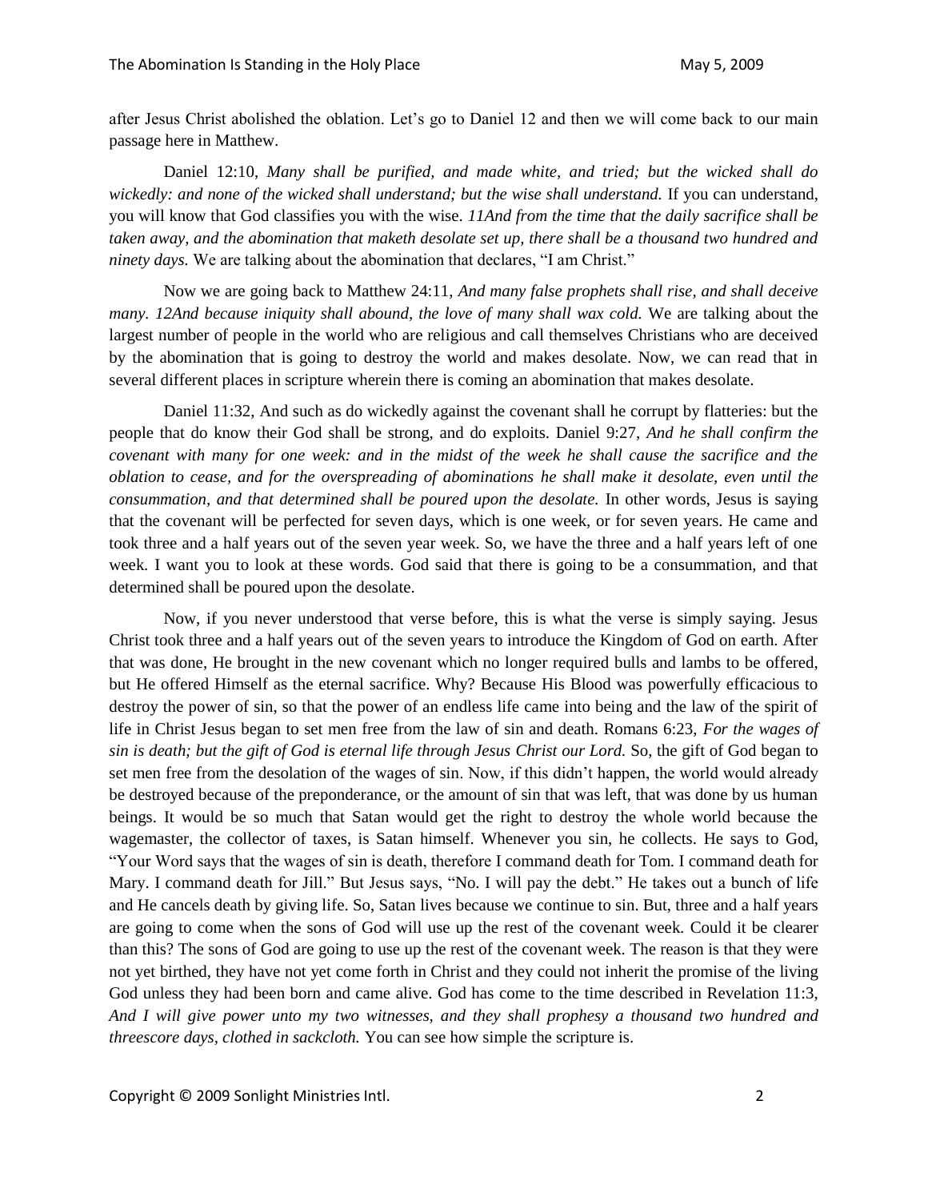after Jesus Christ abolished the oblation. Let's go to Daniel 12 and then we will come back to our main passage here in Matthew.

Daniel 12:10, *Many shall be purified, and made white, and tried; but the wicked shall do wickedly: and none of the wicked shall understand; but the wise shall understand.* If you can understand, you will know that God classifies you with the wise. *11And from the time that the daily sacrifice shall be taken away, and the abomination that maketh desolate set up, there shall be a thousand two hundred and ninety days.* We are talking about the abomination that declares, "I am Christ."

Now we are going back to Matthew 24:11, *And many false prophets shall rise, and shall deceive many. 12And because iniquity shall abound, the love of many shall wax cold.* We are talking about the largest number of people in the world who are religious and call themselves Christians who are deceived by the abomination that is going to destroy the world and makes desolate. Now, we can read that in several different places in scripture wherein there is coming an abomination that makes desolate.

Daniel 11:32, And such as do wickedly against the covenant shall he corrupt by flatteries: but the people that do know their God shall be strong, and do exploits. Daniel 9:27, *And he shall confirm the covenant with many for one week: and in the midst of the week he shall cause the sacrifice and the oblation to cease, and for the overspreading of abominations he shall make it desolate, even until the consummation, and that determined shall be poured upon the desolate.* In other words, Jesus is saying that the covenant will be perfected for seven days, which is one week, or for seven years. He came and took three and a half years out of the seven year week. So, we have the three and a half years left of one week. I want you to look at these words. God said that there is going to be a consummation, and that determined shall be poured upon the desolate.

Now, if you never understood that verse before, this is what the verse is simply saying. Jesus Christ took three and a half years out of the seven years to introduce the Kingdom of God on earth. After that was done, He brought in the new covenant which no longer required bulls and lambs to be offered, but He offered Himself as the eternal sacrifice. Why? Because His Blood was powerfully efficacious to destroy the power of sin, so that the power of an endless life came into being and the law of the spirit of life in Christ Jesus began to set men free from the law of sin and death. Romans 6:23, *For the wages of sin is death; but the gift of God is eternal life through Jesus Christ our Lord.* So, the gift of God began to set men free from the desolation of the wages of sin. Now, if this didn't happen, the world would already be destroyed because of the preponderance, or the amount of sin that was left, that was done by us human beings. It would be so much that Satan would get the right to destroy the whole world because the wagemaster, the collector of taxes, is Satan himself. Whenever you sin, he collects. He says to God, "Your Word says that the wages of sin is death, therefore I command death for Tom. I command death for Mary. I command death for Jill." But Jesus says, "No. I will pay the debt." He takes out a bunch of life and He cancels death by giving life. So, Satan lives because we continue to sin. But, three and a half years are going to come when the sons of God will use up the rest of the covenant week. Could it be clearer than this? The sons of God are going to use up the rest of the covenant week. The reason is that they were not yet birthed, they have not yet come forth in Christ and they could not inherit the promise of the living God unless they had been born and came alive. God has come to the time described in Revelation 11:3, *And I will give power unto my two witnesses, and they shall prophesy a thousand two hundred and threescore days, clothed in sackcloth.* You can see how simple the scripture is.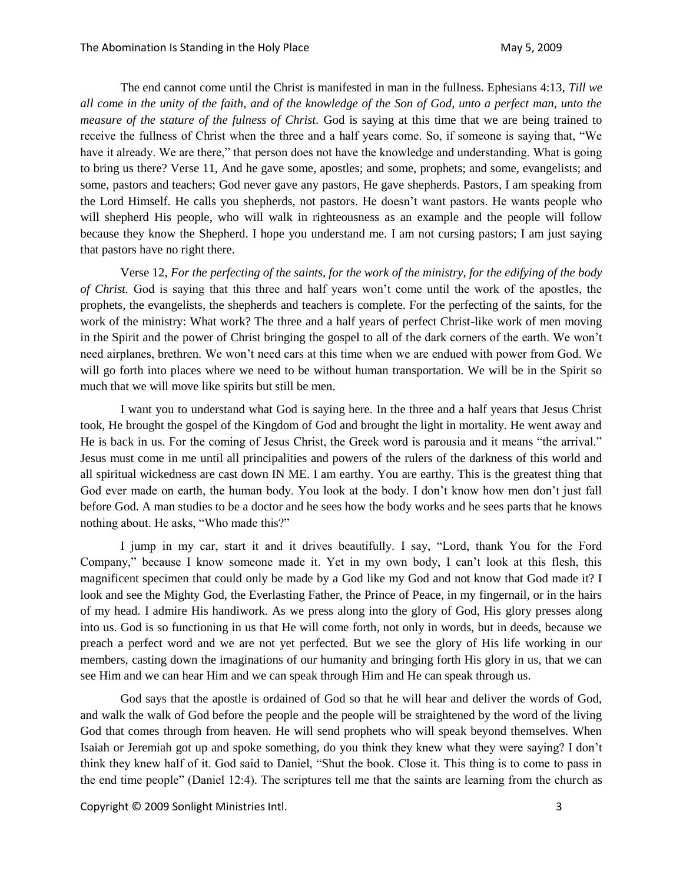The end cannot come until the Christ is manifested in man in the fullness. Ephesians 4:13, *Till we all come in the unity of the faith, and of the knowledge of the Son of God, unto a perfect man, unto the measure of the stature of the fulness of Christ.* God is saying at this time that we are being trained to receive the fullness of Christ when the three and a half years come. So, if someone is saying that, "We have it already. We are there," that person does not have the knowledge and understanding. What is going to bring us there? Verse 11, And he gave some, apostles; and some, prophets; and some, evangelists; and some, pastors and teachers; God never gave any pastors, He gave shepherds. Pastors, I am speaking from the Lord Himself. He calls you shepherds, not pastors. He doesn't want pastors. He wants people who will shepherd His people, who will walk in righteousness as an example and the people will follow because they know the Shepherd. I hope you understand me. I am not cursing pastors; I am just saying that pastors have no right there.

Verse 12, *For the perfecting of the saints, for the work of the ministry, for the edifying of the body of Christ.* God is saying that this three and half years won't come until the work of the apostles, the prophets, the evangelists, the shepherds and teachers is complete. For the perfecting of the saints, for the work of the ministry: What work? The three and a half years of perfect Christ-like work of men moving in the Spirit and the power of Christ bringing the gospel to all of the dark corners of the earth. We won't need airplanes, brethren. We won't need cars at this time when we are endued with power from God. We will go forth into places where we need to be without human transportation. We will be in the Spirit so much that we will move like spirits but still be men.

I want you to understand what God is saying here. In the three and a half years that Jesus Christ took, He brought the gospel of the Kingdom of God and brought the light in mortality. He went away and He is back in us. For the coming of Jesus Christ, the Greek word is parousia and it means "the arrival." Jesus must come in me until all principalities and powers of the rulers of the darkness of this world and all spiritual wickedness are cast down IN ME. I am earthy. You are earthy. This is the greatest thing that God ever made on earth, the human body. You look at the body. I don't know how men don't just fall before God. A man studies to be a doctor and he sees how the body works and he sees parts that he knows nothing about. He asks, "Who made this?"

I jump in my car, start it and it drives beautifully. I say, "Lord, thank You for the Ford Company," because I know someone made it. Yet in my own body, I can't look at this flesh, this magnificent specimen that could only be made by a God like my God and not know that God made it? I look and see the Mighty God, the Everlasting Father, the Prince of Peace, in my fingernail, or in the hairs of my head. I admire His handiwork. As we press along into the glory of God, His glory presses along into us. God is so functioning in us that He will come forth, not only in words, but in deeds, because we preach a perfect word and we are not yet perfected. But we see the glory of His life working in our members, casting down the imaginations of our humanity and bringing forth His glory in us, that we can see Him and we can hear Him and we can speak through Him and He can speak through us.

God says that the apostle is ordained of God so that he will hear and deliver the words of God, and walk the walk of God before the people and the people will be straightened by the word of the living God that comes through from heaven. He will send prophets who will speak beyond themselves. When Isaiah or Jeremiah got up and spoke something, do you think they knew what they were saying? I don't think they knew half of it. God said to Daniel, "Shut the book. Close it. This thing is to come to pass in the end time people" (Daniel 12:4). The scriptures tell me that the saints are learning from the church as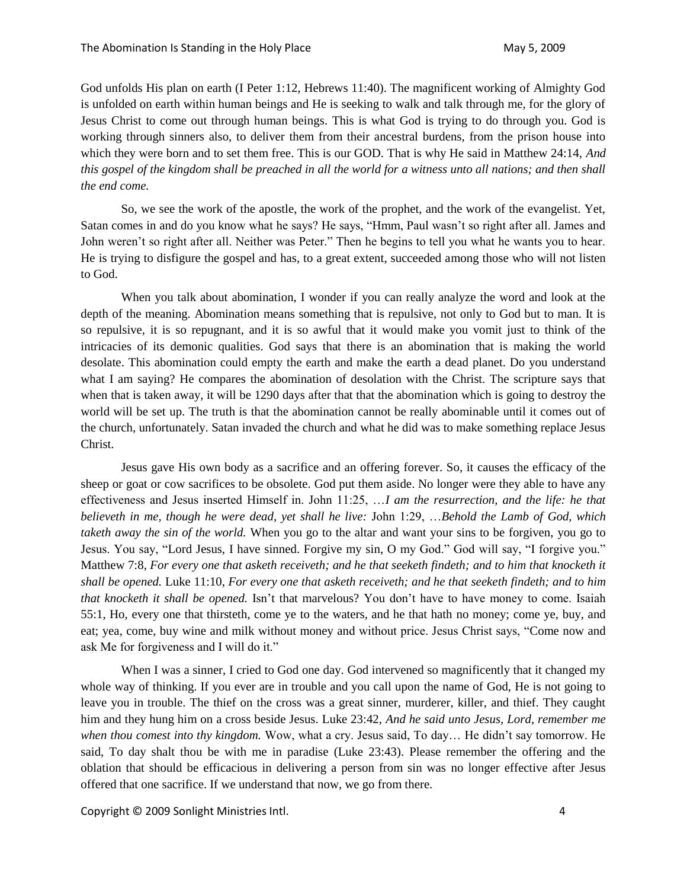God unfolds His plan on earth (I Peter 1:12, Hebrews 11:40). The magnificent working of Almighty God is unfolded on earth within human beings and He is seeking to walk and talk through me, for the glory of Jesus Christ to come out through human beings. This is what God is trying to do through you. God is working through sinners also, to deliver them from their ancestral burdens, from the prison house into which they were born and to set them free. This is our GOD. That is why He said in Matthew 24:14, *And this gospel of the kingdom shall be preached in all the world for a witness unto all nations; and then shall the end come.*

So, we see the work of the apostle, the work of the prophet, and the work of the evangelist. Yet, Satan comes in and do you know what he says? He says, "Hmm, Paul wasn't so right after all. James and John weren't so right after all. Neither was Peter." Then he begins to tell you what he wants you to hear. He is trying to disfigure the gospel and has, to a great extent, succeeded among those who will not listen to God.

When you talk about abomination, I wonder if you can really analyze the word and look at the depth of the meaning. Abomination means something that is repulsive, not only to God but to man. It is so repulsive, it is so repugnant, and it is so awful that it would make you vomit just to think of the intricacies of its demonic qualities. God says that there is an abomination that is making the world desolate. This abomination could empty the earth and make the earth a dead planet. Do you understand what I am saying? He compares the abomination of desolation with the Christ. The scripture says that when that is taken away, it will be 1290 days after that that the abomination which is going to destroy the world will be set up. The truth is that the abomination cannot be really abominable until it comes out of the church, unfortunately. Satan invaded the church and what he did was to make something replace Jesus Christ.

Jesus gave His own body as a sacrifice and an offering forever. So, it causes the efficacy of the sheep or goat or cow sacrifices to be obsolete. God put them aside. No longer were they able to have any effectiveness and Jesus inserted Himself in. John 11:25, …*I am the resurrection, and the life: he that believeth in me, though he were dead, yet shall he live:* John 1:29, …*Behold the Lamb of God, which taketh away the sin of the world.* When you go to the altar and want your sins to be forgiven, you go to Jesus. You say, "Lord Jesus, I have sinned. Forgive my sin, O my God." God will say, "I forgive you." Matthew 7:8, *For every one that asketh receiveth; and he that seeketh findeth; and to him that knocketh it shall be opened.* Luke 11:10, *For every one that asketh receiveth; and he that seeketh findeth; and to him that knocketh it shall be opened.* Isn't that marvelous? You don't have to have money to come. Isaiah 55:1, Ho, every one that thirsteth, come ye to the waters, and he that hath no money; come ye, buy, and eat; yea, come, buy wine and milk without money and without price. Jesus Christ says, "Come now and ask Me for forgiveness and I will do it."

When I was a sinner, I cried to God one day. God intervened so magnificently that it changed my whole way of thinking. If you ever are in trouble and you call upon the name of God, He is not going to leave you in trouble. The thief on the cross was a great sinner, murderer, killer, and thief. They caught him and they hung him on a cross beside Jesus. Luke 23:42, *And he said unto Jesus, Lord, remember me when thou comest into thy kingdom.* Wow, what a cry. Jesus said, To day… He didn't say tomorrow. He said, To day shalt thou be with me in paradise (Luke 23:43). Please remember the offering and the oblation that should be efficacious in delivering a person from sin was no longer effective after Jesus offered that one sacrifice. If we understand that now, we go from there.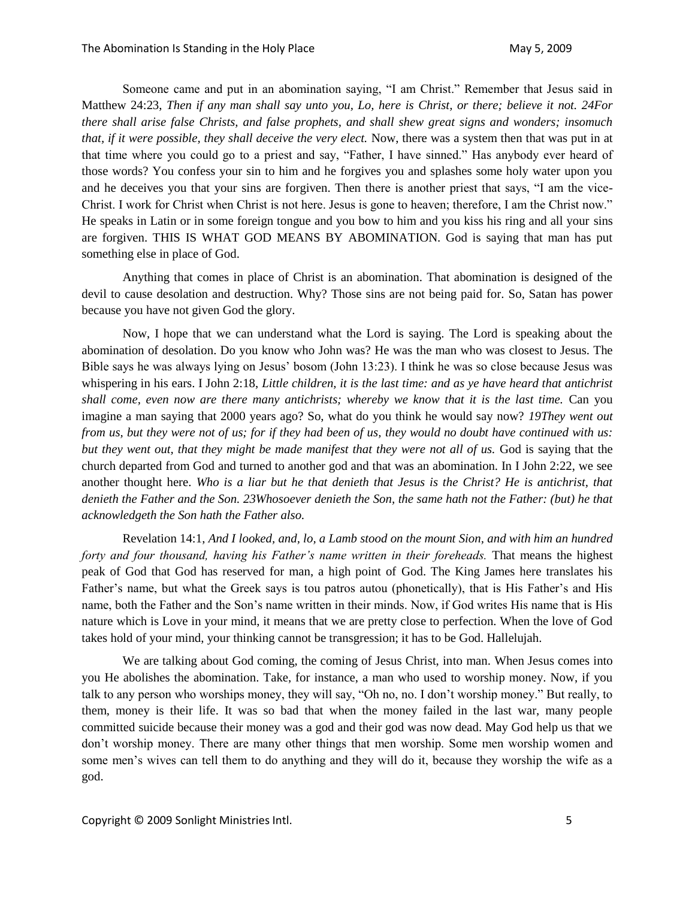Someone came and put in an abomination saying, "I am Christ." Remember that Jesus said in Matthew 24:23, *Then if any man shall say unto you, Lo, here is Christ, or there; believe it not. 24For there shall arise false Christs, and false prophets, and shall shew great signs and wonders; insomuch that, if it were possible, they shall deceive the very elect.* Now, there was a system then that was put in at that time where you could go to a priest and say, "Father, I have sinned." Has anybody ever heard of those words? You confess your sin to him and he forgives you and splashes some holy water upon you and he deceives you that your sins are forgiven. Then there is another priest that says, "I am the vice-Christ. I work for Christ when Christ is not here. Jesus is gone to heaven; therefore, I am the Christ now." He speaks in Latin or in some foreign tongue and you bow to him and you kiss his ring and all your sins are forgiven. THIS IS WHAT GOD MEANS BY ABOMINATION. God is saying that man has put something else in place of God.

Anything that comes in place of Christ is an abomination. That abomination is designed of the devil to cause desolation and destruction. Why? Those sins are not being paid for. So, Satan has power because you have not given God the glory.

Now, I hope that we can understand what the Lord is saying. The Lord is speaking about the abomination of desolation. Do you know who John was? He was the man who was closest to Jesus. The Bible says he was always lying on Jesus' bosom (John 13:23). I think he was so close because Jesus was whispering in his ears. I John 2:18, *Little children, it is the last time: and as ye have heard that antichrist shall come, even now are there many antichrists; whereby we know that it is the last time.* Can you imagine a man saying that 2000 years ago? So, what do you think he would say now? *19They went out from us, but they were not of us; for if they had been of us, they would no doubt have continued with us: but they went out, that they might be made manifest that they were not all of us.* God is saying that the church departed from God and turned to another god and that was an abomination. In I John 2:22, we see another thought here. *Who is a liar but he that denieth that Jesus is the Christ? He is antichrist, that denieth the Father and the Son. 23Whosoever denieth the Son, the same hath not the Father: (but) he that acknowledgeth the Son hath the Father also.*

Revelation 14:1, *And I looked, and, lo, a Lamb stood on the mount Sion, and with him an hundred forty and four thousand, having his Father's name written in their foreheads.* That means the highest peak of God that God has reserved for man, a high point of God. The King James here translates his Father's name, but what the Greek says is tou patros autou (phonetically), that is His Father's and His name, both the Father and the Son's name written in their minds. Now, if God writes His name that is His nature which is Love in your mind, it means that we are pretty close to perfection. When the love of God takes hold of your mind, your thinking cannot be transgression; it has to be God. Hallelujah.

We are talking about God coming, the coming of Jesus Christ, into man. When Jesus comes into you He abolishes the abomination. Take, for instance, a man who used to worship money. Now, if you talk to any person who worships money, they will say, "Oh no, no. I don't worship money." But really, to them, money is their life. It was so bad that when the money failed in the last war, many people committed suicide because their money was a god and their god was now dead. May God help us that we don't worship money. There are many other things that men worship. Some men worship women and some men's wives can tell them to do anything and they will do it, because they worship the wife as a god.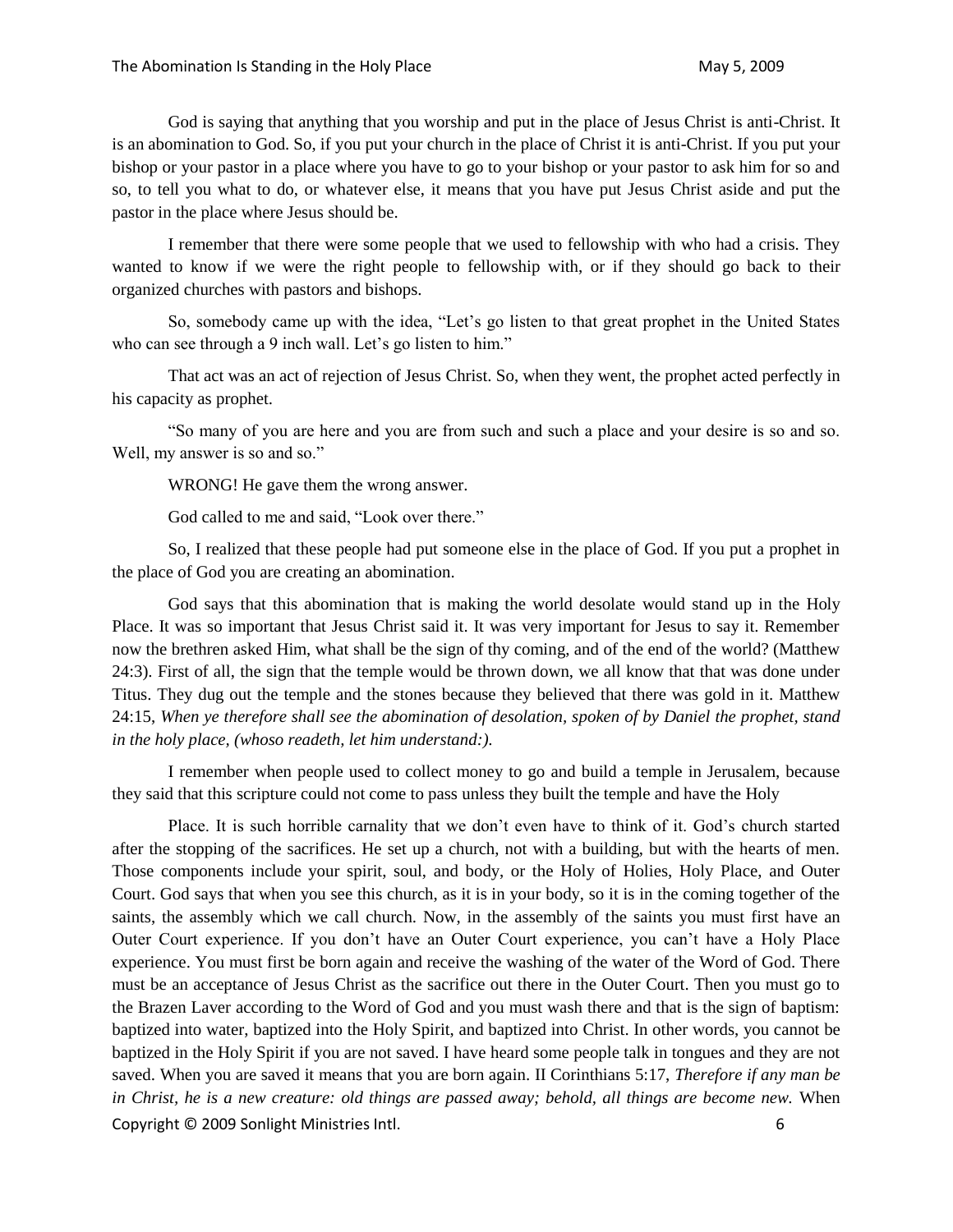God is saying that anything that you worship and put in the place of Jesus Christ is anti-Christ. It is an abomination to God. So, if you put your church in the place of Christ it is anti-Christ. If you put your bishop or your pastor in a place where you have to go to your bishop or your pastor to ask him for so and so, to tell you what to do, or whatever else, it means that you have put Jesus Christ aside and put the pastor in the place where Jesus should be.

I remember that there were some people that we used to fellowship with who had a crisis. They wanted to know if we were the right people to fellowship with, or if they should go back to their organized churches with pastors and bishops.

So, somebody came up with the idea, "Let's go listen to that great prophet in the United States who can see through a 9 inch wall. Let's go listen to him."

That act was an act of rejection of Jesus Christ. So, when they went, the prophet acted perfectly in his capacity as prophet.

"So many of you are here and you are from such and such a place and your desire is so and so. Well, my answer is so and so."

WRONG! He gave them the wrong answer.

God called to me and said, "Look over there."

So, I realized that these people had put someone else in the place of God. If you put a prophet in the place of God you are creating an abomination.

God says that this abomination that is making the world desolate would stand up in the Holy Place. It was so important that Jesus Christ said it. It was very important for Jesus to say it. Remember now the brethren asked Him, what shall be the sign of thy coming, and of the end of the world? (Matthew 24:3). First of all, the sign that the temple would be thrown down, we all know that that was done under Titus. They dug out the temple and the stones because they believed that there was gold in it. Matthew 24:15, *When ye therefore shall see the abomination of desolation, spoken of by Daniel the prophet, stand in the holy place, (whoso readeth, let him understand:).*

I remember when people used to collect money to go and build a temple in Jerusalem, because they said that this scripture could not come to pass unless they built the temple and have the Holy Place. It is such horrible carnality that we don't even have to think of it. God's church started after the stopping of the sacrifices. He set up a church, not with a building, but with the hearts of men. Those components include your spirit, soul, and body, or the Holy of Holies, Holy Place, and Outer Court. God says that when you see this church, as it is in your body, so it is in the coming together of the saints, the assembly which we call church. Now, in the assembly of the saints you must first have an Outer Court experience. If you don't have an Outer Court experience, you can't have a Holy Place experience. You must first be born again and receive the washing of the water of the Word of God. There must be an acceptance of Jesus Christ as the sacrifice out there in the Outer Court. Then you must go to the Brazen Laver according to the Word of God and you must wash there and that is the sign of baptism: baptized into water, baptized into the Holy Spirit, and baptized into Christ. In other words, you cannot be baptized in the Holy Spirit if you are not saved. I have heard some people talk in tongues and they are not saved. When you are saved it means that you are born again. II Corinthians 5:17, *Therefore if any man be in Christ, he is a new creature: old things are passed away; behold, all things are become new.* When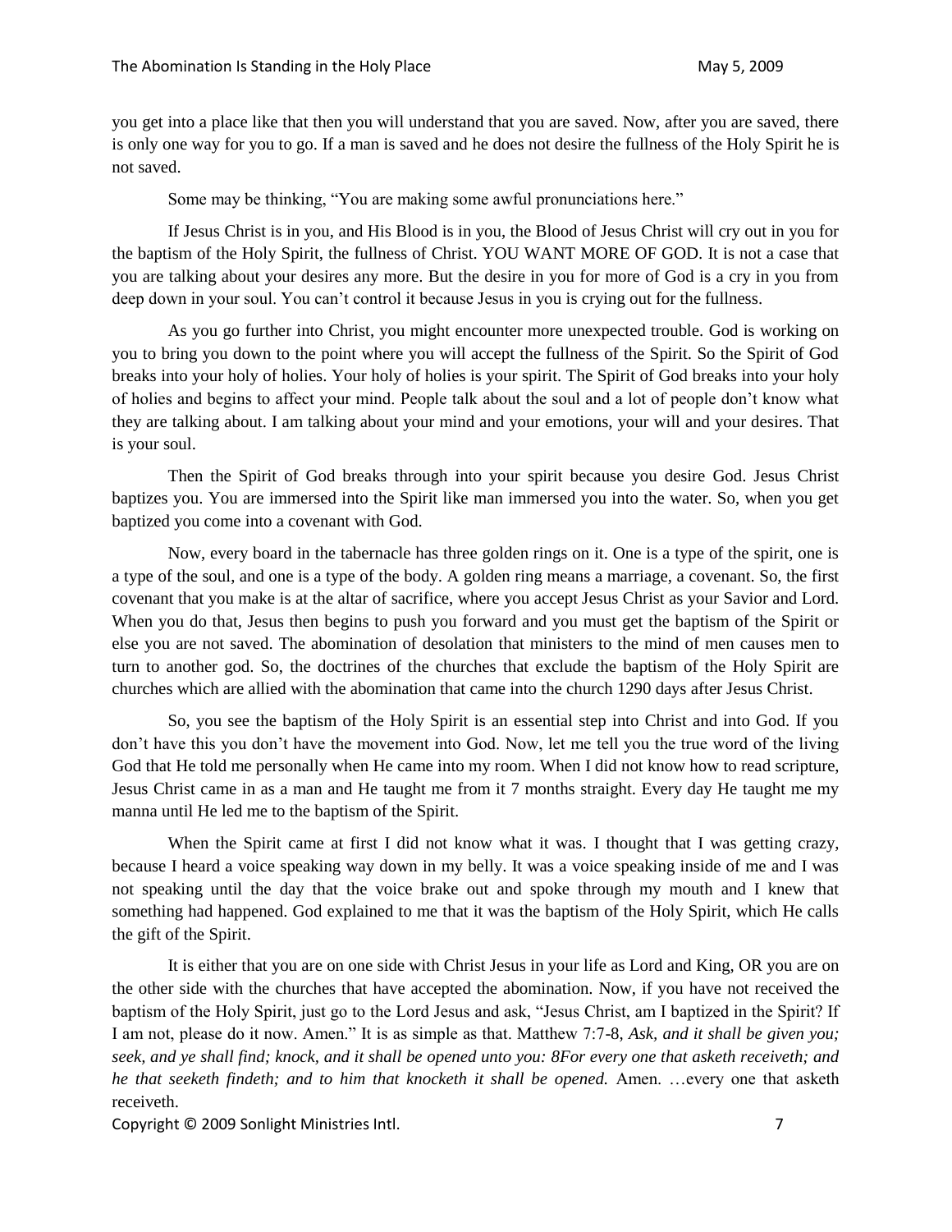you get into a place like that then you will understand that you are saved. Now, after you are saved, there is only one way for you to go. If a man is saved and he does not desire the fullness of the Holy Spirit he is not saved.

Some may be thinking, "You are making some awful pronunciations here."

If Jesus Christ is in you, and His Blood is in you, the Blood of Jesus Christ will cry out in you for the baptism of the Holy Spirit, the fullness of Christ. YOU WANT MORE OF GOD. It is not a case that you are talking about your desires any more. But the desire in you for more of God is a cry in you from deep down in your soul. You can't control it because Jesus in you is crying out for the fullness.

As you go further into Christ, you might encounter more unexpected trouble. God is working on you to bring you down to the point where you will accept the fullness of the Spirit. So the Spirit of God breaks into your holy of holies. Your holy of holies is your spirit. The Spirit of God breaks into your holy of holies and begins to affect your mind. People talk about the soul and a lot of people don't know what they are talking about. I am talking about your mind and your emotions, your will and your desires. That is your soul.

Then the Spirit of God breaks through into your spirit because you desire God. Jesus Christ baptizes you. You are immersed into the Spirit like man immersed you into the water. So, when you get baptized you come into a covenant with God.

Now, every board in the tabernacle has three golden rings on it. One is a type of the spirit, one is a type of the soul, and one is a type of the body. A golden ring means a marriage, a covenant. So, the first covenant that you make is at the altar of sacrifice, where you accept Jesus Christ as your Savior and Lord. When you do that, Jesus then begins to push you forward and you must get the baptism of the Spirit or else you are not saved. The abomination of desolation that ministers to the mind of men causes men to turn to another god. So, the doctrines of the churches that exclude the baptism of the Holy Spirit are churches which are allied with the abomination that came into the church 1290 days after Jesus Christ.

So, you see the baptism of the Holy Spirit is an essential step into Christ and into God. If you don't have this you don't have the movement into God. Now, let me tell you the true word of the living God that He told me personally when He came into my room. When I did not know how to read scripture, Jesus Christ came in as a man and He taught me from it 7 months straight. Every day He taught me my manna until He led me to the baptism of the Spirit.

When the Spirit came at first I did not know what it was. I thought that I was getting crazy, because I heard a voice speaking way down in my belly. It was a voice speaking inside of me and I was not speaking until the day that the voice brake out and spoke through my mouth and I knew that something had happened. God explained to me that it was the baptism of the Holy Spirit, which He calls the gift of the Spirit.

It is either that you are on one side with Christ Jesus in your life as Lord and King, OR you are on the other side with the churches that have accepted the abomination. Now, if you have not received the baptism of the Holy Spirit, just go to the Lord Jesus and ask, "Jesus Christ, am I baptized in the Spirit? If I am not, please do it now. Amen." It is as simple as that. Matthew 7:7-8, *Ask, and it shall be given you; seek, and ye shall find; knock, and it shall be opened unto you: 8For every one that asketh receiveth; and he that seeketh findeth; and to him that knocketh it shall be opened.* Amen. …every one that asketh receiveth.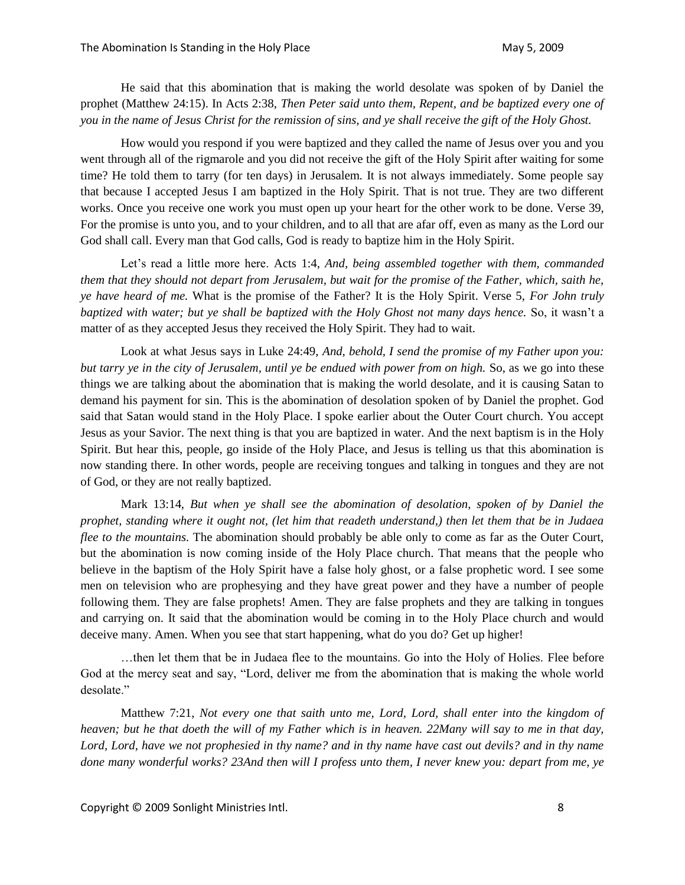He said that this abomination that is making the world desolate was spoken of by Daniel the prophet (Matthew 24:15). In Acts 2:38, *Then Peter said unto them, Repent, and be baptized every one of you in the name of Jesus Christ for the remission of sins, and ye shall receive the gift of the Holy Ghost.*

How would you respond if you were baptized and they called the name of Jesus over you and you went through all of the rigmarole and you did not receive the gift of the Holy Spirit after waiting for some time? He told them to tarry (for ten days) in Jerusalem. It is not always immediately. Some people say that because I accepted Jesus I am baptized in the Holy Spirit. That is not true. They are two different works. Once you receive one work you must open up your heart for the other work to be done. Verse 39, For the promise is unto you, and to your children, and to all that are afar off, even as many as the Lord our God shall call. Every man that God calls, God is ready to baptize him in the Holy Spirit.

Let's read a little more here. Acts 1:4, *And, being assembled together with them, commanded them that they should not depart from Jerusalem, but wait for the promise of the Father, which, saith he, ye have heard of me.* What is the promise of the Father? It is the Holy Spirit. Verse 5, *For John truly baptized with water; but ye shall be baptized with the Holy Ghost not many days hence.* So, it wasn't a matter of as they accepted Jesus they received the Holy Spirit. They had to wait.

Look at what Jesus says in Luke 24:49, *And, behold, I send the promise of my Father upon you: but tarry ye in the city of Jerusalem, until ye be endued with power from on high.* So, as we go into these things we are talking about the abomination that is making the world desolate, and it is causing Satan to demand his payment for sin. This is the abomination of desolation spoken of by Daniel the prophet. God said that Satan would stand in the Holy Place. I spoke earlier about the Outer Court church. You accept Jesus as your Savior. The next thing is that you are baptized in water. And the next baptism is in the Holy Spirit. But hear this, people, go inside of the Holy Place, and Jesus is telling us that this abomination is now standing there. In other words, people are receiving tongues and talking in tongues and they are not of God, or they are not really baptized.

Mark 13:14, *But when ye shall see the abomination of desolation, spoken of by Daniel the prophet, standing where it ought not, (let him that readeth understand,) then let them that be in Judaea flee to the mountains.* The abomination should probably be able only to come as far as the Outer Court, but the abomination is now coming inside of the Holy Place church. That means that the people who believe in the baptism of the Holy Spirit have a false holy ghost, or a false prophetic word. I see some men on television who are prophesying and they have great power and they have a number of people following them. They are false prophets! Amen. They are false prophets and they are talking in tongues and carrying on. It said that the abomination would be coming in to the Holy Place church and would deceive many. Amen. When you see that start happening, what do you do? Get up higher!

…then let them that be in Judaea flee to the mountains. Go into the Holy of Holies. Flee before God at the mercy seat and say, "Lord, deliver me from the abomination that is making the whole world desolate."

Matthew 7:21, *Not every one that saith unto me, Lord, Lord, shall enter into the kingdom of heaven; but he that doeth the will of my Father which is in heaven. 22Many will say to me in that day, Lord, Lord, have we not prophesied in thy name? and in thy name have cast out devils? and in thy name done many wonderful works? 23And then will I profess unto them, I never knew you: depart from me, ye*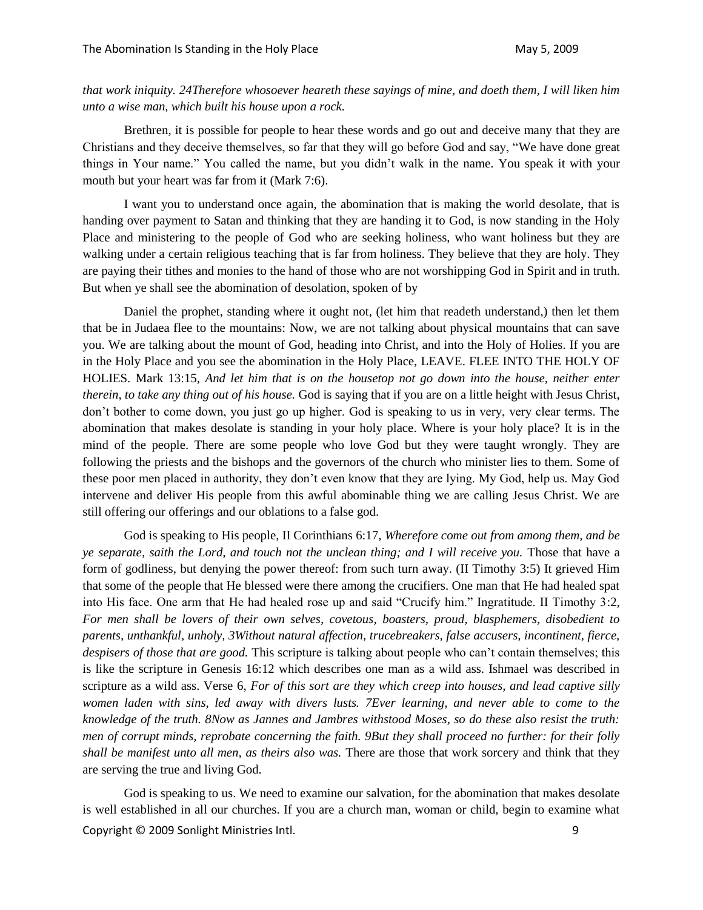*that work iniquity. 24Therefore whosoever heareth these sayings of mine, and doeth them, I will liken him unto a wise man, which built his house upon a rock.*

Brethren, it is possible for people to hear these words and go out and deceive many that they are Christians and they deceive themselves, so far that they will go before God and say, "We have done great things in Your name." You called the name, but you didn't walk in the name. You speak it with your mouth but your heart was far from it (Mark 7:6).

I want you to understand once again, the abomination that is making the world desolate, that is handing over payment to Satan and thinking that they are handing it to God, is now standing in the Holy Place and ministering to the people of God who are seeking holiness, who want holiness but they are walking under a certain religious teaching that is far from holiness. They believe that they are holy. They are paying their tithes and monies to the hand of those who are not worshipping God in Spirit and in truth. But when ye shall see the abomination of desolation, spoken of by

Daniel the prophet, standing where it ought not, (let him that readeth understand,) then let them that be in Judaea flee to the mountains: Now, we are not talking about physical mountains that can save you. We are talking about the mount of God, heading into Christ, and into the Holy of Holies. If you are in the Holy Place and you see the abomination in the Holy Place, LEAVE. FLEE INTO THE HOLY OF HOLIES. Mark 13:15, *And let him that is on the housetop not go down into the house, neither enter therein, to take any thing out of his house.* God is saying that if you are on a little height with Jesus Christ, don't bother to come down, you just go up higher. God is speaking to us in very, very clear terms. The abomination that makes desolate is standing in your holy place. Where is your holy place? It is in the mind of the people. There are some people who love God but they were taught wrongly. They are following the priests and the bishops and the governors of the church who minister lies to them. Some of these poor men placed in authority, they don't even know that they are lying. My God, help us. May God intervene and deliver His people from this awful abominable thing we are calling Jesus Christ. We are still offering our offerings and our oblations to a false god.

God is speaking to His people, II Corinthians 6:17, *Wherefore come out from among them, and be ye separate, saith the Lord, and touch not the unclean thing; and I will receive you.* Those that have a form of godliness, but denying the power thereof: from such turn away. (II Timothy 3:5) It grieved Him that some of the people that He blessed were there among the crucifiers. One man that He had healed spat into His face. One arm that He had healed rose up and said "Crucify him." Ingratitude. II Timothy 3:2, *For men shall be lovers of their own selves, covetous, boasters, proud, blasphemers, disobedient to parents, unthankful, unholy, 3Without natural affection, trucebreakers, false accusers, incontinent, fierce, despisers of those that are good.* This scripture is talking about people who can't contain themselves; this is like the scripture in Genesis 16:12 which describes one man as a wild ass. Ishmael was described in scripture as a wild ass. Verse 6, *For of this sort are they which creep into houses, and lead captive silly women laden with sins, led away with divers lusts. 7Ever learning, and never able to come to the knowledge of the truth. 8Now as Jannes and Jambres withstood Moses, so do these also resist the truth: men of corrupt minds, reprobate concerning the faith. 9But they shall proceed no further: for their folly shall be manifest unto all men, as theirs also was.* There are those that work sorcery and think that they are serving the true and living God.

God is speaking to us. We need to examine our salvation, for the abomination that makes desolate is well established in all our churches. If you are a church man, woman or child, begin to examine what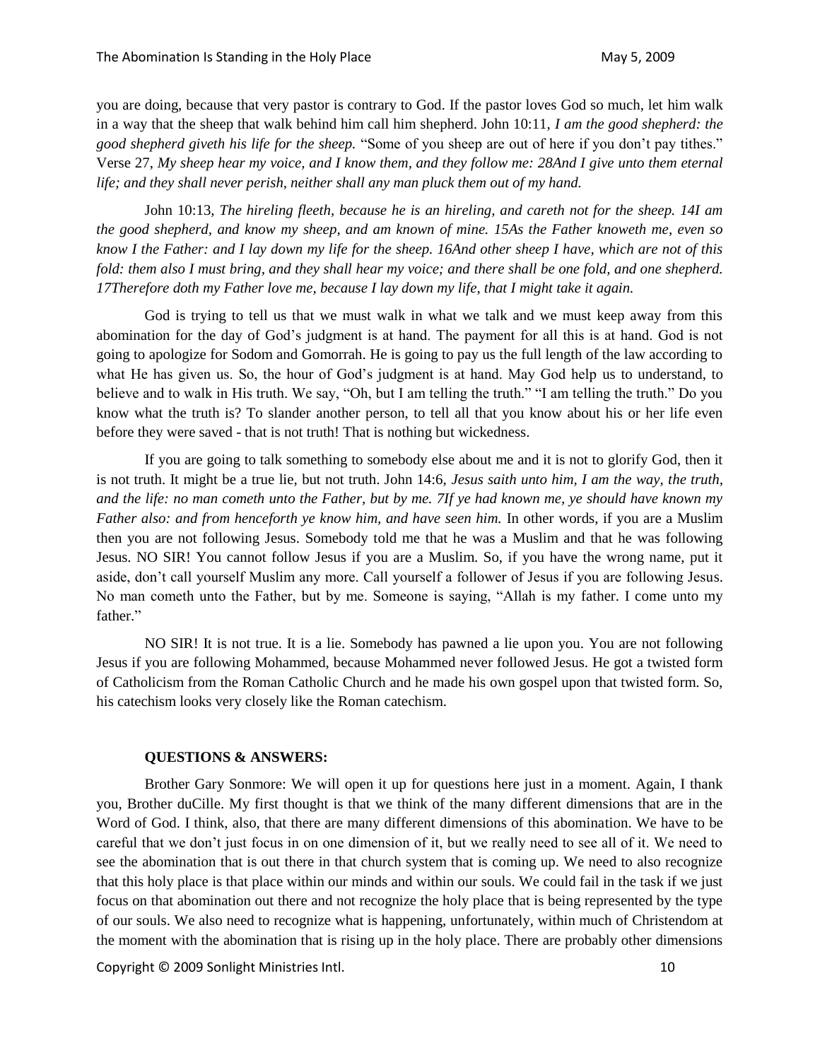you are doing, because that very pastor is contrary to God. If the pastor loves God so much, let him walk in a way that the sheep that walk behind him call him shepherd. John 10:11, *I am the good shepherd: the good shepherd giveth his life for the sheep.* "Some of you sheep are out of here if you don't pay tithes." Verse 27, *My sheep hear my voice, and I know them, and they follow me: 28And I give unto them eternal life; and they shall never perish, neither shall any man pluck them out of my hand.*

John 10:13, *The hireling fleeth, because he is an hireling, and careth not for the sheep. 14I am the good shepherd, and know my sheep, and am known of mine. 15As the Father knoweth me, even so know I the Father: and I lay down my life for the sheep. 16And other sheep I have, which are not of this fold: them also I must bring, and they shall hear my voice; and there shall be one fold, and one shepherd. 17Therefore doth my Father love me, because I lay down my life, that I might take it again.*

God is trying to tell us that we must walk in what we talk and we must keep away from this abomination for the day of God's judgment is at hand. The payment for all this is at hand. God is not going to apologize for Sodom and Gomorrah. He is going to pay us the full length of the law according to what He has given us. So, the hour of God's judgment is at hand. May God help us to understand, to believe and to walk in His truth. We say, "Oh, but I am telling the truth." "I am telling the truth." Do you know what the truth is? To slander another person, to tell all that you know about his or her life even before they were saved - that is not truth! That is nothing but wickedness.

If you are going to talk something to somebody else about me and it is not to glorify God, then it is not truth. It might be a true lie, but not truth. John 14:6, *Jesus saith unto him, I am the way, the truth, and the life: no man cometh unto the Father, but by me. 7If ye had known me, ye should have known my Father also: and from henceforth ye know him, and have seen him.* In other words, if you are a Muslim then you are not following Jesus. Somebody told me that he was a Muslim and that he was following Jesus. NO SIR! You cannot follow Jesus if you are a Muslim. So, if you have the wrong name, put it aside, don't call yourself Muslim any more. Call yourself a follower of Jesus if you are following Jesus. No man cometh unto the Father, but by me. Someone is saying, "Allah is my father. I come unto my father."

NO SIR! It is not true. It is a lie. Somebody has pawned a lie upon you. You are not following Jesus if you are following Mohammed, because Mohammed never followed Jesus. He got a twisted form of Catholicism from the Roman Catholic Church and he made his own gospel upon that twisted form. So, his catechism looks very closely like the Roman catechism.

**QUESTIONS & ANSWERS:**

Brother Gary Sonmore: We will open it up for questions here just in a moment. Again, I thank you, Brother duCille. My first thought is that we think of the many different dimensions that are in the Word of God. I think, also, that there are many different dimensions of this abomination. We have to be careful that we don't just focus in on one dimension of it, but we really need to see all of it. We need to see the abomination that is out there in that church system that is coming up. We need to also recognize that this holy place is that place within our minds and within our souls. We could fail in the task if we just focus on that abomination out there and not recognize the holy place that is being represented by the type of our souls. We also need to recognize what is happening, unfortunately, within much of Christendom at the moment with the abomination that is rising up in the holy place. There are probably other dimensions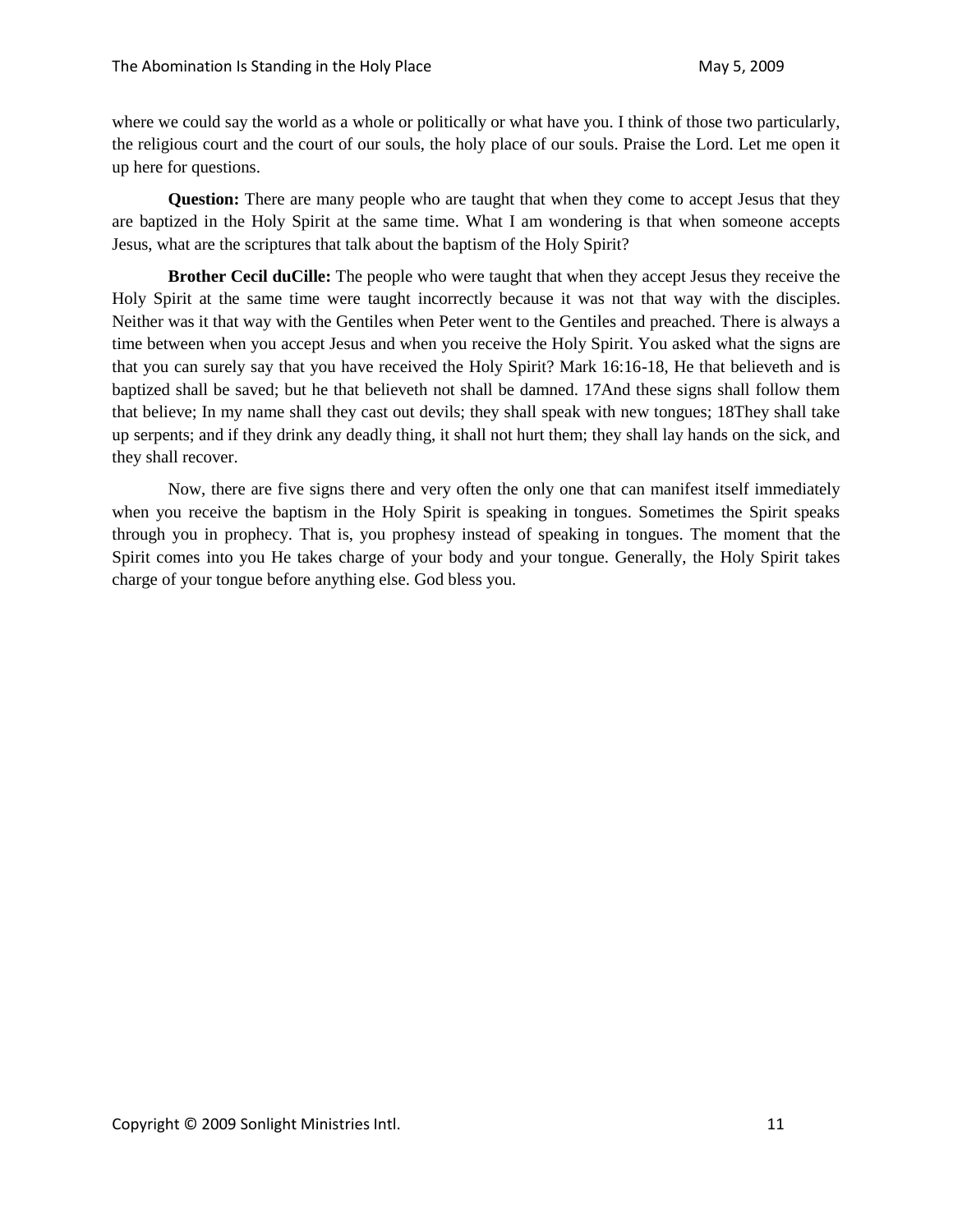where we could say the world as a whole or politically or what have you. I think of those two particularly, the religious court and the court of our souls, the holy place of our souls. Praise the Lord. Let me open it up here for questions.

**Question:** There are many people who are taught that when they come to accept Jesus that they are baptized in the Holy Spirit at the same time. What I am wondering is that when someone accepts Jesus, what are the scriptures that talk about the baptism of the Holy Spirit?

**Brother Cecil duCille:** The people who were taught that when they accept Jesus they receive the Holy Spirit at the same time were taught incorrectly because it was not that way with the disciples. Neither was it that way with the Gentiles when Peter went to the Gentiles and preached. There is always a time between when you accept Jesus and when you receive the Holy Spirit. You asked what the signs are that you can surely say that you have received the Holy Spirit? Mark 16:16-18, He that believeth and is baptized shall be saved; but he that believeth not shall be damned. 17And these signs shall follow them that believe; In my name shall they cast out devils; they shall speak with new tongues; 18They shall take up serpents; and if they drink any deadly thing, it shall not hurt them; they shall lay hands on the sick, and they shall recover.

Now, there are five signs there and very often the only one that can manifest itself immediately when you receive the baptism in the Holy Spirit is speaking in tongues. Sometimes the Spirit speaks through you in prophecy. That is, you prophesy instead of speaking in tongues. The moment that the Spirit comes into you He takes charge of your body and your tongue. Generally, the Holy Spirit takes charge of your tongue before anything else. God bless you.